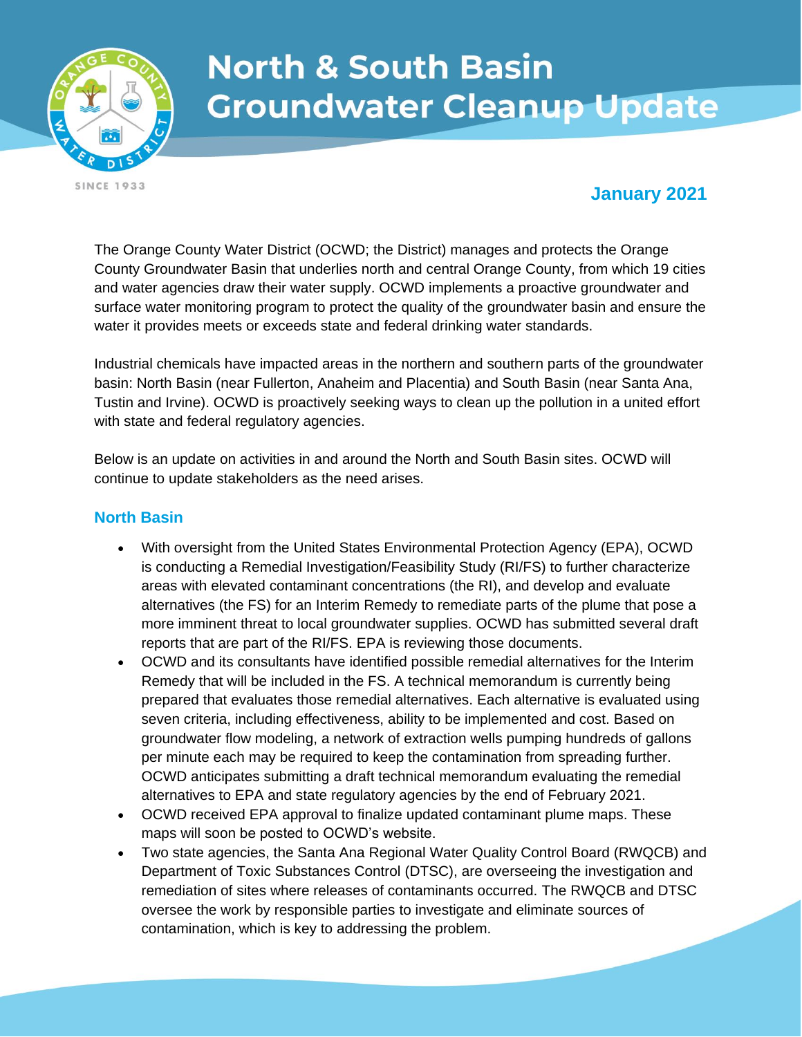# North & South Basin Groundwater Cleanup Update

**January 2021**

The Orange County Water District (OCWD; the District) manages and protects the Orange County Groundwater Basin that underlies north and central Orange County, from which 19 cities and water agencies draw their water supply. OCWD implements a proactive groundwater and surface water monitoring program to protect the quality of the groundwater basin and ensure the water it provides meets or exceeds state and federal drinking water standards.

Industrial chemicals have impacted areas in the northern and southern parts of the groundwater basin: North Basin (near Fullerton, Anaheim and Placentia) and South Basin (near Santa Ana, Tustin and Irvine). OCWD is proactively seeking ways to clean up the pollution in a united effort with state and federal regulatory agencies.

Below is an update on activities in and around the North and South Basin sites. OCWD will continue to update stakeholders as the need arises.

## North Basin

- With oversight from the United States Environmental Protection Agency (EPA), OCWD is conducting a Remedial Investigation/Feasibility Study (RI/FS) to further characterize areas with elevated contaminant concentrations (the RI), and develop and evaluate alternatives (the FS) for an Interim Remedy to remediate parts of the plume that pose a more imminent threat to local groundwater supplies. OCWD has submitted several draft reports that are part of the RI/FS. EPA is reviewing those documents.
- OCWD and its consultants have identified possible remedial alternatives for the Interim Remedy that will be included in the FS. A technical memorandum is currently being prepared that evaluates those remedial alternatives. Each alternative is evaluated using seven criteria, including effectiveness, ability to be implemented and cost. Based on groundwater flow modeling, a network of extraction wells pumping hundreds of gallons per minute each may be required to keep the contamination from spreading further. OCWD anticipates submitting a draft technical memorandum evaluating the remedial alternatives to EPA and state regulatory agencies by the end of February 2021.
- OCWD received EPA approval to finalize updated contaminant plume maps. These maps will soon be posted to OCWD's website.
- Two state agencies, the Santa Ana Regional Water Quality Control Board (RWQCB) and Department of Toxic Substances Control (DTSC), are overseeing the investigation and remediation of sites where releases of contaminants occurred. The RWQCB and DTSC oversee the work by responsible parties to investigate and eliminate sources of contamination, which is key to addressing the problem.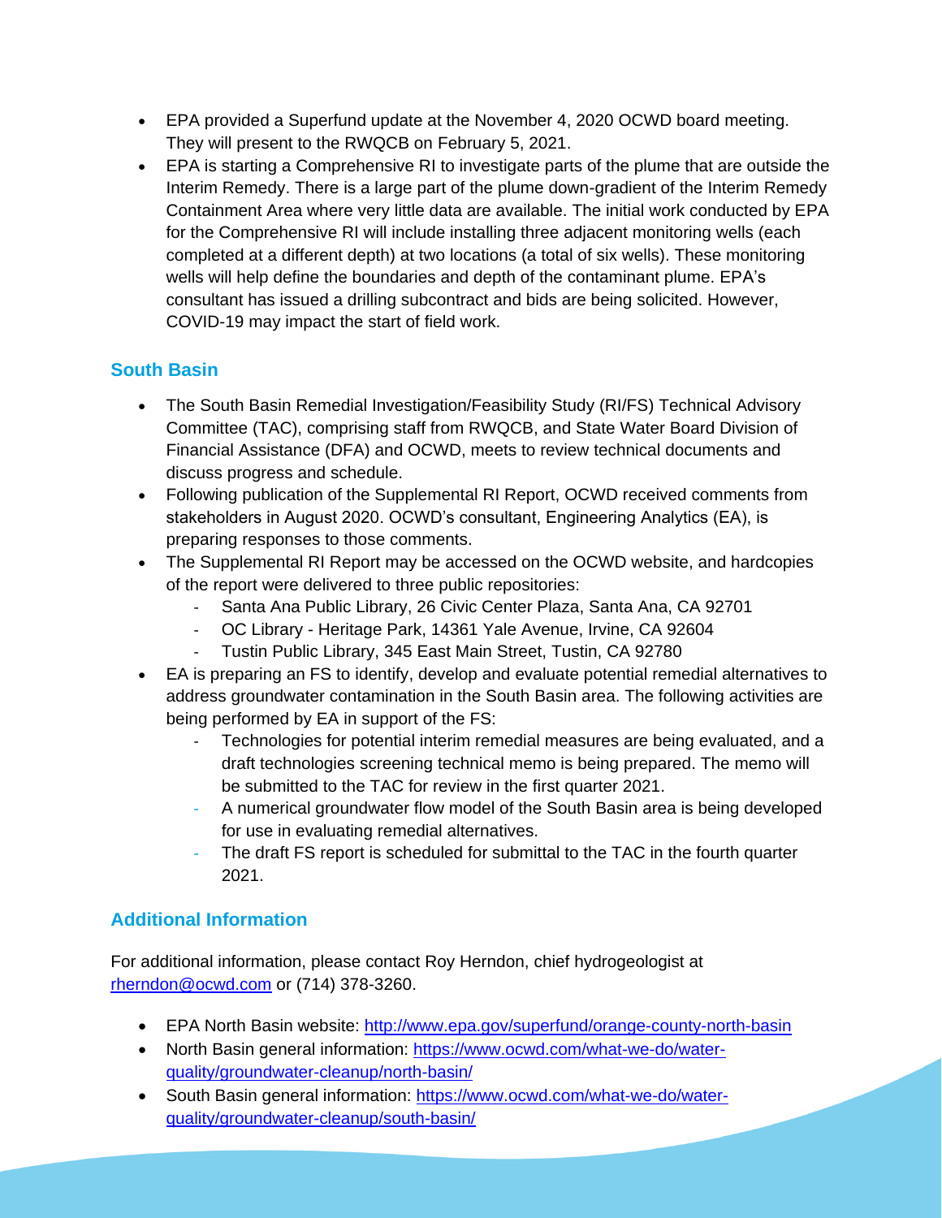- EPA provided a Superfund update at the November 4, 2020 OCWD board meeting. They will present to the RWQCB on February 5, 2021.
- EPA is starting a Comprehensive RI to investigate parts of the plume that are outside the Interim Remedy. There is a large part of the plume down-gradient of the Interim Remedy Containment Area where very little data are available. The initial work conducted by EPA for the Comprehensive RI will include installing three adjacent monitoring wells (each completed at a different depth) at two locations (a total of six wells). These monitoring wells will help define the boundaries and depth of the contaminant plume. EPA's consultant has issued a drilling subcontract and bids are being solicited. However, COVID-19 may impact the start of field work.

## South Basin

- The South Basin Remedial Investigation/Feasibility Study (RI/FS) Technical Advisory Committee (TAC), comprising staff from RWQCB, and State Water Board Division of Financial Assistance (DFA) and OCWD, meets to review technical documents and discuss progress and schedule.
- Following publication of the Supplemental RI Report, OCWD received comments from stakeholders in August 2020. OCWD's consultant, Engineering Analytics (EA), is preparing responses to those comments.
- The Supplemental RI Report may be accessed on the OCWD website, and hardcopies of the report were delivered to three public repositories:
  - Santa Ana Public Library, 26 Civic Center Plaza, Santa Ana, CA 92701
  - OC Library - Heritage Park, 14361 Yale Avenue, Irvine, CA 92604
  - Tustin Public Library, 345 East Main Street, Tustin, CA 92780
- EA is preparing an FS to identify, develop and evaluate potential remedial alternatives to address groundwater contamination in the South Basin area. The following activities are being performed by EA in support of the FS:
  - Technologies for potential interim remedial measures are being evaluated, and a draft technologies screening technical memo is being prepared. The memo will be submitted to the TAC for review in the first quarter 2021.
  - A numerical groundwater flow model of the South Basin area is being developed for use in evaluating remedial alternatives.
  - The draft FS report is scheduled for submittal to the TAC in the fourth quarter 2021.

## Additional Information

For additional information, please contact Roy Herndon, chief hydrogeologist at rherndon@ocwd.com or (714) 378-3260.

- EPA North Basin website: http://www.epa.gov/superfund/orange-county-north-basin
- North Basin general information: https://www.ocwd.com/what-we-do/water-quality/groundwater-cleanup/north-basin/
- South Basin general information: https://www.ocwd.com/what-we-do/water-quality/groundwater-cleanup/south-basin/